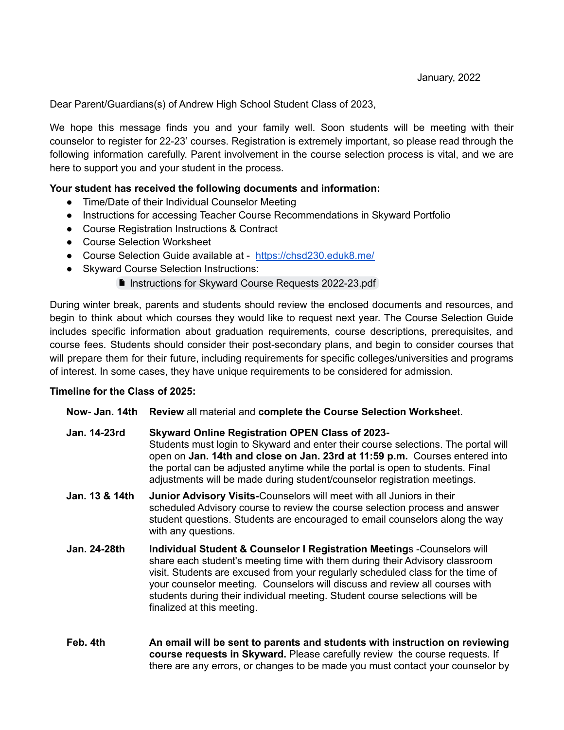January, 2022

Dear Parent/Guardians(s) of Andrew High School Student Class of 2023,

We hope this message finds you and your family well. Soon students will be meeting with their counselor to register for 22-23' courses. Registration is extremely important, so please read through the following information carefully. Parent involvement in the course selection process is vital, and we are here to support you and your student in the process.

**Your student has received the following documents and information:**

- Time/Date of their Individual Counselor Meeting
- Instructions for accessing Teacher Course Recommendations in Skyward Portfolio
- Course Registration Instructions & Contract
- Course Selection Worksheet
- Course Selection Guide available at - [https://chsd230.eduk8.me/](https://chsd230.eduk8.me/)
- Skyward Course Selection Instructions:
  - Instructions for Skyward Course Requests 2022-23.pdf

During winter break, parents and students should review the enclosed documents and resources, and begin to think about which courses they would like to request next year. The Course Selection Guide includes specific information about graduation requirements, course descriptions, prerequisites, and course fees. Students should consider their post-secondary plans, and begin to consider courses that will prepare them for their future, including requirements for specific colleges/universities and programs of interest. In some cases, they have unique requirements to be considered for admission.

**Timeline for the Class of 2025:**

**Now- Jan. 14th** — **Review** all material and **complete the Course Selection Workshee**t.

**Jan. 14-23rd** — **Skyward Online Registration OPEN Class of 2023-**
Students must login to Skyward and enter their course selections. The portal will open on **Jan. 14th and close on Jan. 23rd at 11:59 p.m.** Courses entered into the portal can be adjusted anytime while the portal is open to students. Final adjustments will be made during student/counselor registration meetings.

**Jan. 13 & 14th** — **Junior Advisory Visits-**Counselors will meet with all Juniors in their scheduled Advisory course to review the course selection process and answer student questions. Students are encouraged to email counselors along the way with any questions.

**Jan. 24-28th** — **Individual Student & Counselor l Registration Meeting**s -Counselors will share each student's meeting time with them during their Advisory classroom visit. Students are excused from your regularly scheduled class for the time of your counselor meeting. Counselors will discuss and review all courses with students during their individual meeting. Student course selections will be finalized at this meeting.

**Feb. 4th** — **An email will be sent to parents and students with instruction on reviewing course requests in Skyward.** Please carefully review the course requests. If there are any errors, or changes to be made you must contact your counselor by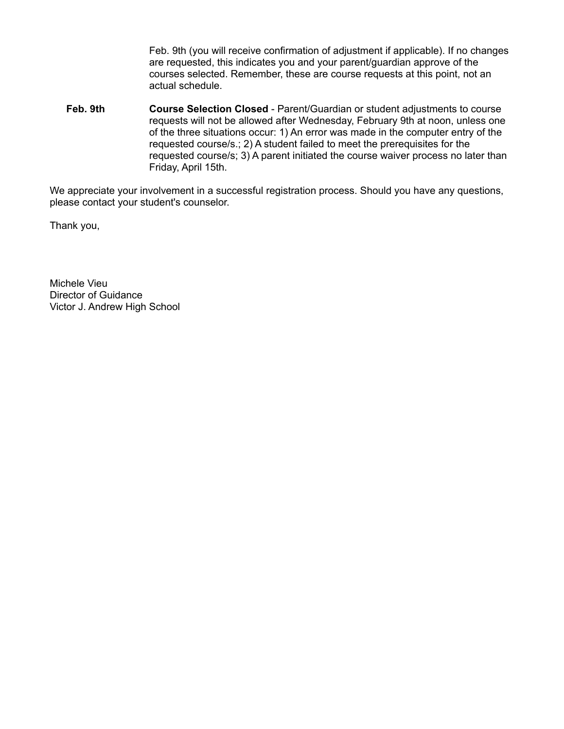Feb. 9th (you will receive confirmation of adjustment if applicable). If no changes are requested, this indicates you and your parent/guardian approve of the courses selected. Remember, these are course requests at this point, not an actual schedule.

**Feb. 9th** **Course Selection Closed** - Parent/Guardian or student adjustments to course requests will not be allowed after Wednesday, February 9th at noon, unless one of the three situations occur: 1) An error was made in the computer entry of the requested course/s.; 2) A student failed to meet the prerequisites for the requested course/s; 3) A parent initiated the course waiver process no later than Friday, April 15th.

We appreciate your involvement in a successful registration process. Should you have any questions, please contact your student's counselor.

Thank you,

Michele Vieu
Director of Guidance
Victor J. Andrew High School